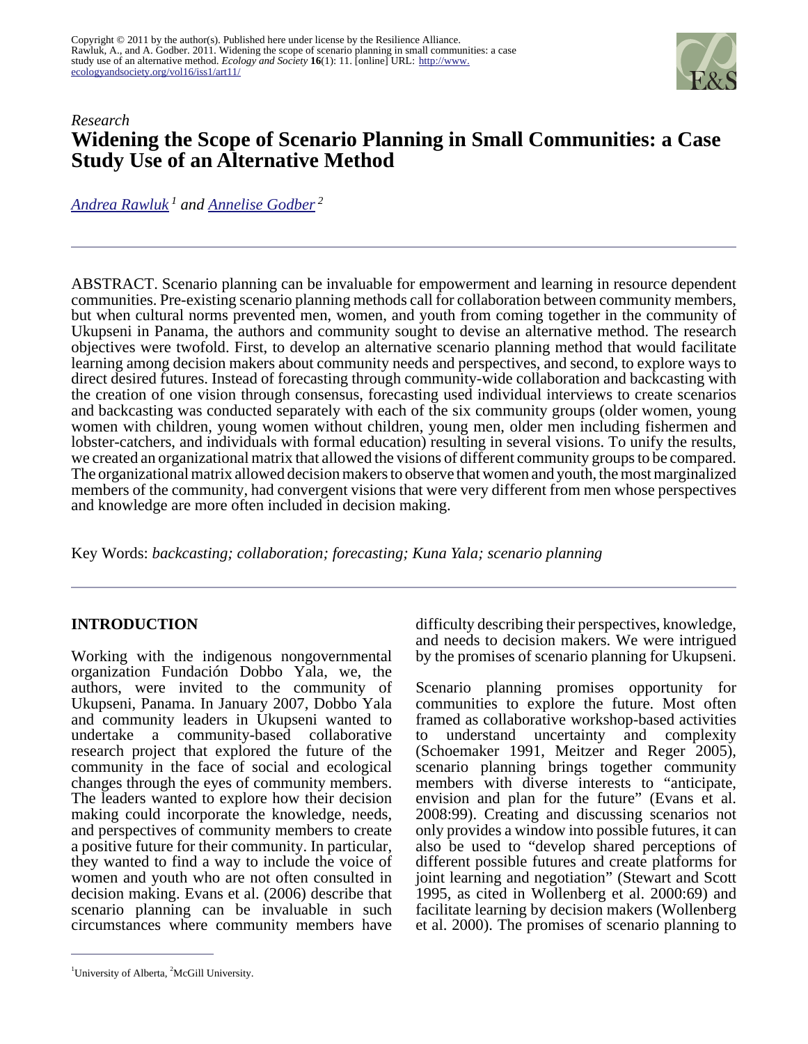Copyright © 2011 by the author(s). Published here under license by the Resilience Alliance.
Rawluk, A., and A. Godber. 2011. Widening the scope of scenario planning in small communities: a case study use of an alternative method. *Ecology and Society* **16**(1): 11. [online] URL: http://www.ecologyandsociety.org/vol16/iss1/art11/

*Research*

# Widening the Scope of Scenario Planning in Small Communities: a Case Study Use of an Alternative Method

Andrea Rawluk [1] and Annelise Godber [2]

ABSTRACT. Scenario planning can be invaluable for empowerment and learning in resource dependent communities. Pre-existing scenario planning methods call for collaboration between community members, but when cultural norms prevented men, women, and youth from coming together in the community of Ukupseni in Panama, the authors and community sought to devise an alternative method. The research objectives were twofold. First, to develop an alternative scenario planning method that would facilitate learning among decision makers about community needs and perspectives, and second, to explore ways to direct desired futures. Instead of forecasting through community-wide collaboration and backcasting with the creation of one vision through consensus, forecasting used individual interviews to create scenarios and backcasting was conducted separately with each of the six community groups (older women, young women with children, young women without children, young men, older men including fishermen and lobster-catchers, and individuals with formal education) resulting in several visions. To unify the results, we created an organizational matrix that allowed the visions of different community groups to be compared. The organizational matrix allowed decision makers to observe that women and youth, the most marginalized members of the community, had convergent visions that were very different from men whose perspectives and knowledge are more often included in decision making.

Key Words: *backcasting; collaboration; forecasting; Kuna Yala; scenario planning*

## INTRODUCTION

Working with the indigenous nongovernmental organization Fundación Dobbo Yala, we, the authors, were invited to the community of Ukupseni, Panama. In January 2007, Dobbo Yala and community leaders in Ukupseni wanted to undertake a community-based collaborative research project that explored the future of the community in the face of social and ecological changes through the eyes of community members. The leaders wanted to explore how their decision making could incorporate the knowledge, needs, and perspectives of community members to create a positive future for their community. In particular, they wanted to find a way to include the voice of women and youth who are not often consulted in decision making. Evans et al. (2006) describe that scenario planning can be invaluable in such circumstances where community members have difficulty describing their perspectives, knowledge, and needs to decision makers. We were intrigued by the promises of scenario planning for Ukupseni.

Scenario planning promises opportunity for communities to explore the future. Most often framed as collaborative workshop-based activities to understand uncertainty and complexity (Schoemaker 1991, Meitzer and Reger 2005), scenario planning brings together community members with diverse interests to "anticipate, envision and plan for the future" (Evans et al. 2008:99). Creating and discussing scenarios not only provides a window into possible futures, it can also be used to "develop shared perceptions of different possible futures and create platforms for joint learning and negotiation" (Stewart and Scott 1995, as cited in Wollenberg et al. 2000:69) and facilitate learning by decision makers (Wollenberg et al. 2000). The promises of scenario planning to

[1] University of Alberta, [2] McGill University.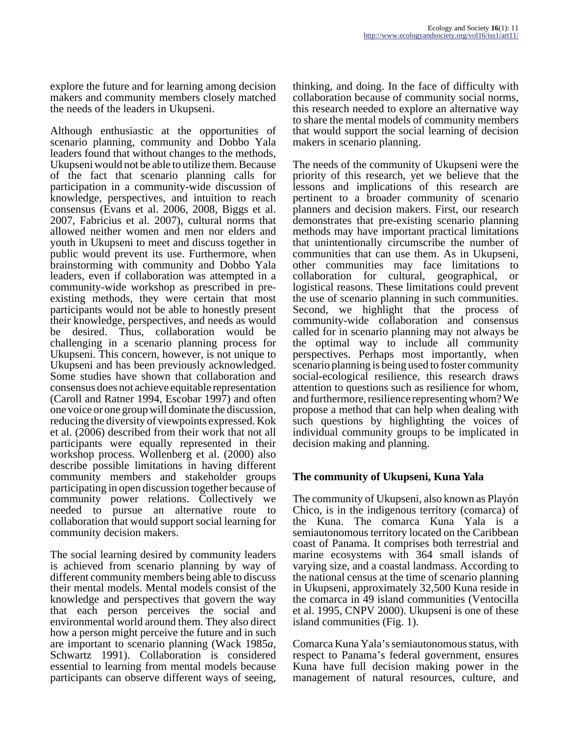explore the future and for learning among decision makers and community members closely matched the needs of the leaders in Ukupseni.

Although enthusiastic at the opportunities of scenario planning, community and Dobbo Yala leaders found that without changes to the methods, Ukupseni would not be able to utilize them. Because of the fact that scenario planning calls for participation in a community-wide discussion of knowledge, perspectives, and intuition to reach consensus (Evans et al. 2006, 2008, Biggs et al. 2007, Fabricius et al. 2007), cultural norms that allowed neither women and men nor elders and youth in Ukupseni to meet and discuss together in public would prevent its use. Furthermore, when brainstorming with community and Dobbo Yala leaders, even if collaboration was attempted in a community-wide workshop as prescribed in pre-existing methods, they were certain that most participants would not be able to honestly present their knowledge, perspectives, and needs as would be desired. Thus, collaboration would be challenging in a scenario planning process for Ukupseni. This concern, however, is not unique to Ukupseni and has been previously acknowledged. Some studies have shown that collaboration and consensus does not achieve equitable representation (Caroll and Ratner 1994, Escobar 1997) and often one voice or one group will dominate the discussion, reducing the diversity of viewpoints expressed. Kok et al. (2006) described from their work that not all participants were equally represented in their workshop process. Wollenberg et al. (2000) also describe possible limitations in having different community members and stakeholder groups participating in open discussion together because of community power relations. Collectively we needed to pursue an alternative route to collaboration that would support social learning for community decision makers.

The social learning desired by community leaders is achieved from scenario planning by way of different community members being able to discuss their mental models. Mental models consist of the knowledge and perspectives that govern the way that each person perceives the social and environmental world around them. They also direct how a person might perceive the future and in such are important to scenario planning (Wack 1985*a*, Schwartz 1991). Collaboration is considered essential to learning from mental models because participants can observe different ways of seeing, thinking, and doing. In the face of difficulty with collaboration because of community social norms, this research needed to explore an alternative way to share the mental models of community members that would support the social learning of decision makers in scenario planning.

The needs of the community of Ukupseni were the priority of this research, yet we believe that the lessons and implications of this research are pertinent to a broader community of scenario planners and decision makers. First, our research demonstrates that pre-existing scenario planning methods may have important practical limitations that unintentionally circumscribe the number of communities that can use them. As in Ukupseni, other communities may face limitations to collaboration for cultural, geographical, or logistical reasons. These limitations could prevent the use of scenario planning in such communities. Second, we highlight that the process of community-wide collaboration and consensus called for in scenario planning may not always be the optimal way to include all community perspectives. Perhaps most importantly, when scenario planning is being used to foster community social-ecological resilience, this research draws attention to questions such as resilience for whom, and furthermore, resilience representing whom? We propose a method that can help when dealing with such questions by highlighting the voices of individual community groups to be implicated in decision making and planning.

## The community of Ukupseni, Kuna Yala

The community of Ukupseni, also known as Playón Chico, is in the indigenous territory (comarca) of the Kuna. The comarca Kuna Yala is a semiautonomous territory located on the Caribbean coast of Panama. It comprises both terrestrial and marine ecosystems with 364 small islands of varying size, and a coastal landmass. According to the national census at the time of scenario planning in Ukupseni, approximately 32,500 Kuna reside in the comarca in 49 island communities (Ventocilla et al. 1995, CNPV 2000). Ukupseni is one of these island communities (Fig. 1).

Comarca Kuna Yala's semiautonomous status, with respect to Panama's federal government, ensures Kuna have full decision making power in the management of natural resources, culture, and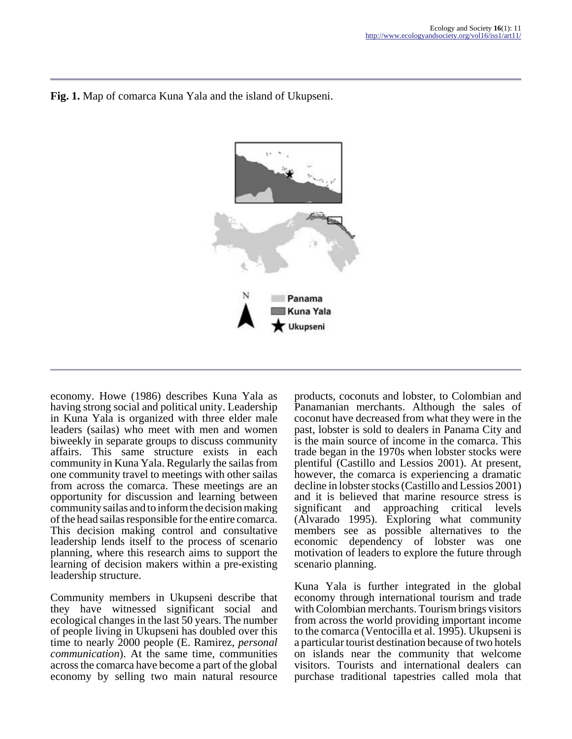**Fig. 1.** Map of comarca Kuna Yala and the island of Ukupseni.

economy. Howe (1986) describes Kuna Yala as having strong social and political unity. Leadership in Kuna Yala is organized with three elder male leaders (sailas) who meet with men and women biweekly in separate groups to discuss community affairs. This same structure exists in each community in Kuna Yala. Regularly the sailas from one community travel to meetings with other sailas from across the comarca. These meetings are an opportunity for discussion and learning between community sailas and to inform the decision making of the head sailas responsible for the entire comarca. This decision making control and consultative leadership lends itself to the process of scenario planning, where this research aims to support the learning of decision makers within a pre-existing leadership structure.

Community members in Ukupseni describe that they have witnessed significant social and ecological changes in the last 50 years. The number of people living in Ukupseni has doubled over this time to nearly 2000 people (E. Ramirez, *personal communication*). At the same time, communities across the comarca have become a part of the global economy by selling two main natural resource products, coconuts and lobster, to Colombian and Panamanian merchants. Although the sales of coconut have decreased from what they were in the past, lobster is sold to dealers in Panama City and is the main source of income in the comarca. This trade began in the 1970s when lobster stocks were plentiful (Castillo and Lessios 2001). At present, however, the comarca is experiencing a dramatic decline in lobster stocks (Castillo and Lessios 2001) and it is believed that marine resource stress is significant and approaching critical levels (Alvarado 1995). Exploring what community members see as possible alternatives to the economic dependency of lobster was one motivation of leaders to explore the future through scenario planning.

Kuna Yala is further integrated in the global economy through international tourism and trade with Colombian merchants. Tourism brings visitors from across the world providing important income to the comarca (Ventocilla et al. 1995). Ukupseni is a particular tourist destination because of two hotels on islands near the community that welcome visitors. Tourists and international dealers can purchase traditional tapestries called mola that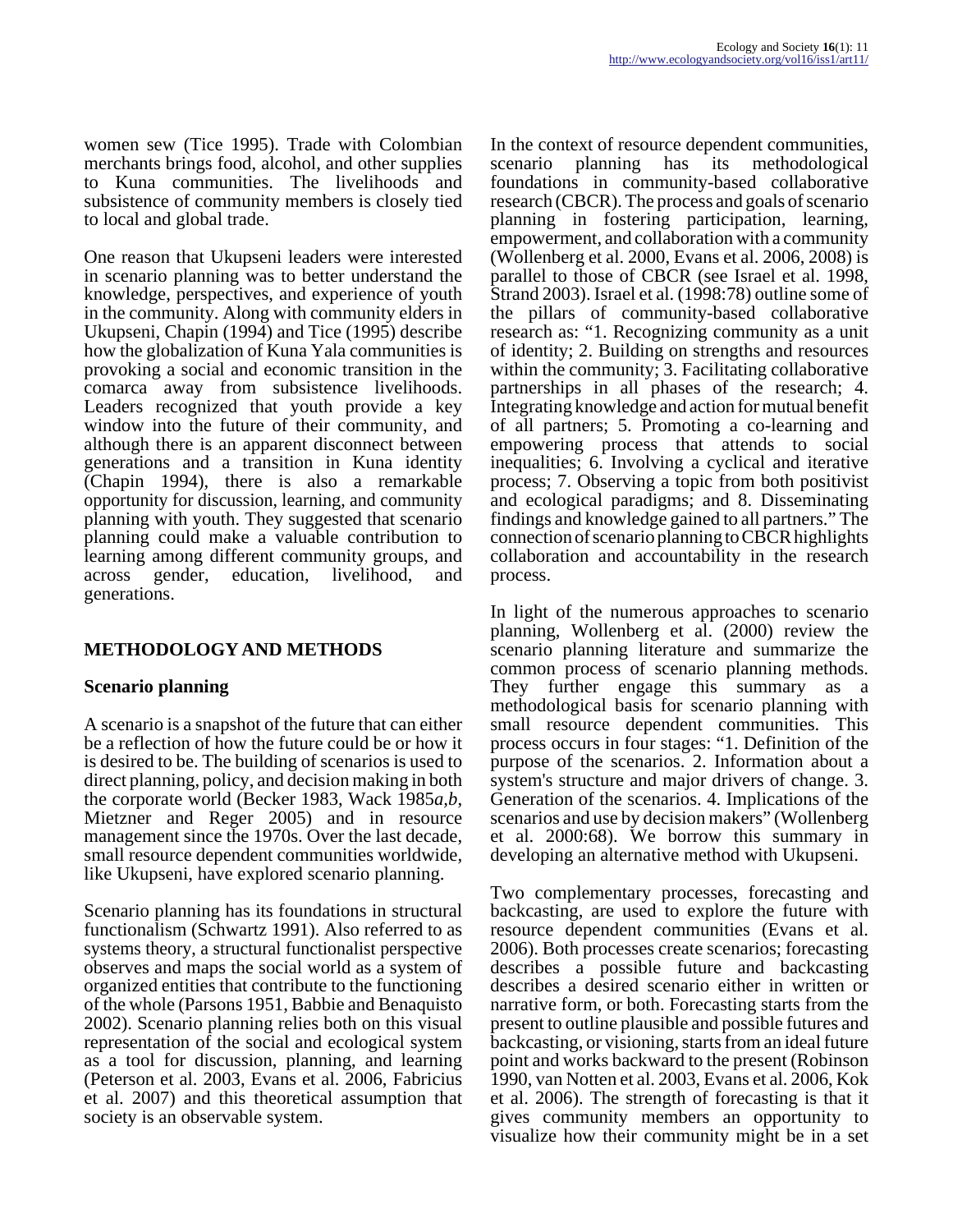women sew (Tice 1995). Trade with Colombian merchants brings food, alcohol, and other supplies to Kuna communities. The livelihoods and subsistence of community members is closely tied to local and global trade.

One reason that Ukupseni leaders were interested in scenario planning was to better understand the knowledge, perspectives, and experience of youth in the community. Along with community elders in Ukupseni, Chapin (1994) and Tice (1995) describe how the globalization of Kuna Yala communities is provoking a social and economic transition in the comarca away from subsistence livelihoods. Leaders recognized that youth provide a key window into the future of their community, and although there is an apparent disconnect between generations and a transition in Kuna identity (Chapin 1994), there is also a remarkable opportunity for discussion, learning, and community planning with youth. They suggested that scenario planning could make a valuable contribution to learning among different community groups, and across gender, education, livelihood, and generations.

## METHODOLOGY AND METHODS

### Scenario planning

A scenario is a snapshot of the future that can either be a reflection of how the future could be or how it is desired to be. The building of scenarios is used to direct planning, policy, and decision making in both the corporate world (Becker 1983, Wack 1985*a,b*, Mietzner and Reger 2005) and in resource management since the 1970s. Over the last decade, small resource dependent communities worldwide, like Ukupseni, have explored scenario planning.

Scenario planning has its foundations in structural functionalism (Schwartz 1991). Also referred to as systems theory, a structural functionalist perspective observes and maps the social world as a system of organized entities that contribute to the functioning of the whole (Parsons 1951, Babbie and Benaquisto 2002). Scenario planning relies both on this visual representation of the social and ecological system as a tool for discussion, planning, and learning (Peterson et al. 2003, Evans et al. 2006, Fabricius et al. 2007) and this theoretical assumption that society is an observable system.

In the context of resource dependent communities, scenario planning has its methodological foundations in community-based collaborative research (CBCR). The process and goals of scenario planning in fostering participation, learning, empowerment, and collaboration with a community (Wollenberg et al. 2000, Evans et al. 2006, 2008) is parallel to those of CBCR (see Israel et al. 1998, Strand 2003). Israel et al. (1998:78) outline some of the pillars of community-based collaborative research as: "1. Recognizing community as a unit of identity; 2. Building on strengths and resources within the community; 3. Facilitating collaborative partnerships in all phases of the research; 4. Integrating knowledge and action for mutual benefit of all partners; 5. Promoting a co-learning and empowering process that attends to social inequalities; 6. Involving a cyclical and iterative process; 7. Observing a topic from both positivist and ecological paradigms; and 8. Disseminating findings and knowledge gained to all partners." The connection of scenario planning to CBCR highlights collaboration and accountability in the research process.

In light of the numerous approaches to scenario planning, Wollenberg et al. (2000) review the scenario planning literature and summarize the common process of scenario planning methods. They further engage this summary as a methodological basis for scenario planning with small resource dependent communities. This process occurs in four stages: "1. Definition of the purpose of the scenarios. 2. Information about a system's structure and major drivers of change. 3. Generation of the scenarios. 4. Implications of the scenarios and use by decision makers" (Wollenberg et al. 2000:68). We borrow this summary in developing an alternative method with Ukupseni.

Two complementary processes, forecasting and backcasting, are used to explore the future with resource dependent communities (Evans et al. 2006). Both processes create scenarios; forecasting describes a possible future and backcasting describes a desired scenario either in written or narrative form, or both. Forecasting starts from the present to outline plausible and possible futures and backcasting, or visioning, starts from an ideal future point and works backward to the present (Robinson 1990, van Notten et al. 2003, Evans et al. 2006, Kok et al. 2006). The strength of forecasting is that it gives community members an opportunity to visualize how their community might be in a set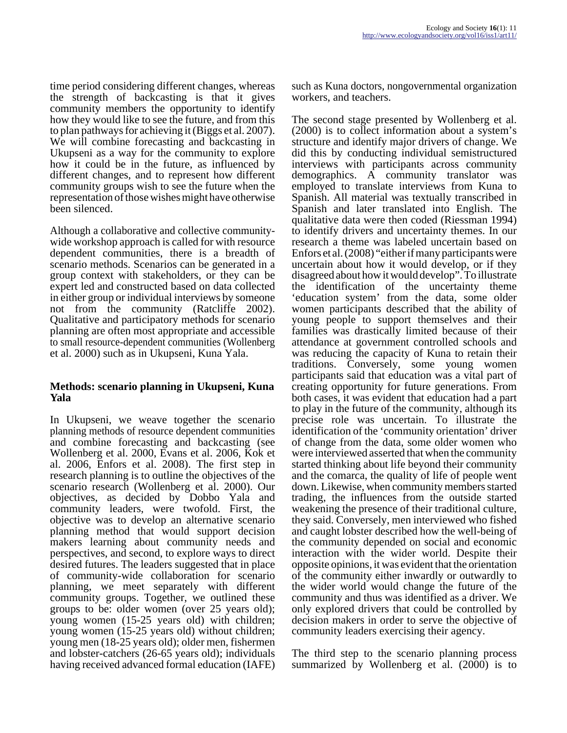time period considering different changes, whereas the strength of backcasting is that it gives community members the opportunity to identify how they would like to see the future, and from this to plan pathways for achieving it (Biggs et al. 2007). We will combine forecasting and backcasting in Ukupseni as a way for the community to explore how it could be in the future, as influenced by different changes, and to represent how different community groups wish to see the future when the representation of those wishes might have otherwise been silenced.

Although a collaborative and collective community-wide workshop approach is called for with resource dependent communities, there is a breadth of scenario methods. Scenarios can be generated in a group context with stakeholders, or they can be expert led and constructed based on data collected in either group or individual interviews by someone not from the community (Ratcliffe 2002). Qualitative and participatory methods for scenario planning are often most appropriate and accessible to small resource-dependent communities (Wollenberg et al. 2000) such as in Ukupseni, Kuna Yala.

## Methods: scenario planning in Ukupseni, Kuna Yala

In Ukupseni, we weave together the scenario planning methods of resource dependent communities and combine forecasting and backcasting (see Wollenberg et al. 2000, Evans et al. 2006, Kok et al. 2006, Enfors et al. 2008). The first step in research planning is to outline the objectives of the scenario research (Wollenberg et al. 2000). Our objectives, as decided by Dobbo Yala and community leaders, were twofold. First, the objective was to develop an alternative scenario planning method that would support decision makers learning about community needs and perspectives, and second, to explore ways to direct desired futures. The leaders suggested that in place of community-wide collaboration for scenario planning, we meet separately with different community groups. Together, we outlined these groups to be: older women (over 25 years old); young women (15-25 years old) with children; young women (15-25 years old) without children; young men (18-25 years old); older men, fishermen and lobster-catchers (26-65 years old); individuals having received advanced formal education (IAFE) such as Kuna doctors, nongovernmental organization workers, and teachers.

The second stage presented by Wollenberg et al. (2000) is to collect information about a system's structure and identify major drivers of change. We did this by conducting individual semistructured interviews with participants across community demographics. A community translator was employed to translate interviews from Kuna to Spanish. All material was textually transcribed in Spanish and later translated into English. The qualitative data were then coded (Riessman 1994) to identify drivers and uncertainty themes. In our research a theme was labeled uncertain based on Enfors et al. (2008) "either if many participants were uncertain about how it would develop, or if they disagreed about how it would develop". To illustrate the identification of the uncertainty theme 'education system' from the data, some older women participants described that the ability of young people to support themselves and their families was drastically limited because of their attendance at government controlled schools and was reducing the capacity of Kuna to retain their traditions. Conversely, some young women participants said that education was a vital part of creating opportunity for future generations. From both cases, it was evident that education had a part to play in the future of the community, although its precise role was uncertain. To illustrate the identification of the 'community orientation' driver of change from the data, some older women who were interviewed asserted that when the community started thinking about life beyond their community and the comarca, the quality of life of people went down. Likewise, when community members started trading, the influences from the outside started weakening the presence of their traditional culture, they said. Conversely, men interviewed who fished and caught lobster described how the well-being of the community depended on social and economic interaction with the wider world. Despite their opposite opinions, it was evident that the orientation of the community either inwardly or outwardly to the wider world would change the future of the community and thus was identified as a driver. We only explored drivers that could be controlled by decision makers in order to serve the objective of community leaders exercising their agency.

The third step to the scenario planning process summarized by Wollenberg et al. (2000) is to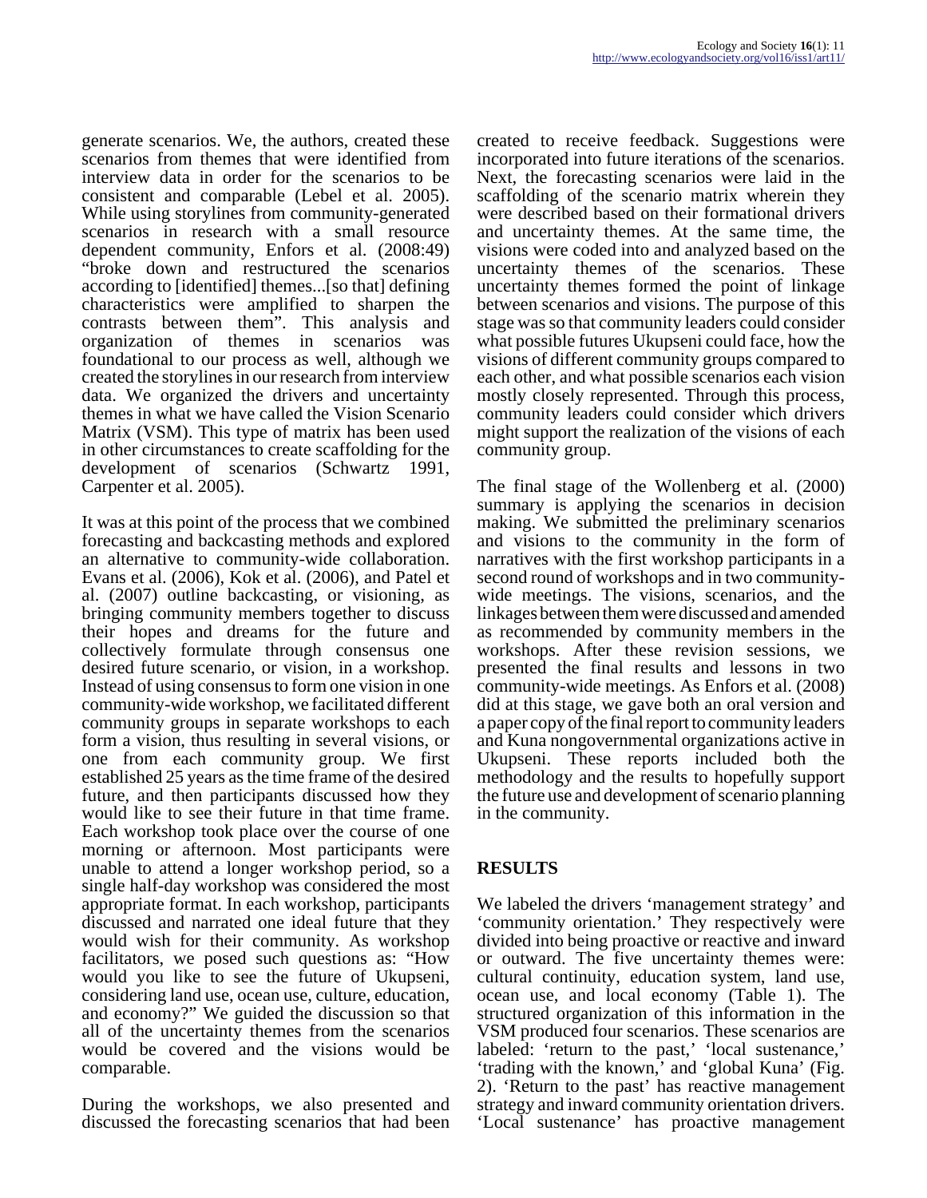generate scenarios. We, the authors, created these scenarios from themes that were identified from interview data in order for the scenarios to be consistent and comparable (Lebel et al. 2005). While using storylines from community-generated scenarios in research with a small resource dependent community, Enfors et al. (2008:49) "broke down and restructured the scenarios according to [identified] themes...[so that] defining characteristics were amplified to sharpen the contrasts between them". This analysis and organization of themes in scenarios was foundational to our process as well, although we created the storylines in our research from interview data. We organized the drivers and uncertainty themes in what we have called the Vision Scenario Matrix (VSM). This type of matrix has been used in other circumstances to create scaffolding for the development of scenarios (Schwartz 1991, Carpenter et al. 2005).

It was at this point of the process that we combined forecasting and backcasting methods and explored an alternative to community-wide collaboration. Evans et al. (2006), Kok et al. (2006), and Patel et al. (2007) outline backcasting, or visioning, as bringing community members together to discuss their hopes and dreams for the future and collectively formulate through consensus one desired future scenario, or vision, in a workshop. Instead of using consensus to form one vision in one community-wide workshop, we facilitated different community groups in separate workshops to each form a vision, thus resulting in several visions, or one from each community group. We first established 25 years as the time frame of the desired future, and then participants discussed how they would like to see their future in that time frame. Each workshop took place over the course of one morning or afternoon. Most participants were unable to attend a longer workshop period, so a single half-day workshop was considered the most appropriate format. In each workshop, participants discussed and narrated one ideal future that they would wish for their community. As workshop facilitators, we posed such questions as: "How would you like to see the future of Ukupseni, considering land use, ocean use, culture, education, and economy?" We guided the discussion so that all of the uncertainty themes from the scenarios would be covered and the visions would be comparable.

During the workshops, we also presented and discussed the forecasting scenarios that had been created to receive feedback. Suggestions were incorporated into future iterations of the scenarios. Next, the forecasting scenarios were laid in the scaffolding of the scenario matrix wherein they were described based on their formational drivers and uncertainty themes. At the same time, the visions were coded into and analyzed based on the uncertainty themes of the scenarios. These uncertainty themes formed the point of linkage between scenarios and visions. The purpose of this stage was so that community leaders could consider what possible futures Ukupseni could face, how the visions of different community groups compared to each other, and what possible scenarios each vision mostly closely represented. Through this process, community leaders could consider which drivers might support the realization of the visions of each community group.

The final stage of the Wollenberg et al. (2000) summary is applying the scenarios in decision making. We submitted the preliminary scenarios and visions to the community in the form of narratives with the first workshop participants in a second round of workshops and in two community-wide meetings. The visions, scenarios, and the linkages between them were discussed and amended as recommended by community members in the workshops. After these revision sessions, we presented the final results and lessons in two community-wide meetings. As Enfors et al. (2008) did at this stage, we gave both an oral version and a paper copy of the final report to community leaders and Kuna nongovernmental organizations active in Ukupseni. These reports included both the methodology and the results to hopefully support the future use and development of scenario planning in the community.

## RESULTS

We labeled the drivers 'management strategy' and 'community orientation.' They respectively were divided into being proactive or reactive and inward or outward. The five uncertainty themes were: cultural continuity, education system, land use, ocean use, and local economy (Table 1). The structured organization of this information in the VSM produced four scenarios. These scenarios are labeled: 'return to the past,' 'local sustenance,' 'trading with the known,' and 'global Kuna' (Fig. 2). 'Return to the past' has reactive management strategy and inward community orientation drivers. 'Local sustenance' has proactive management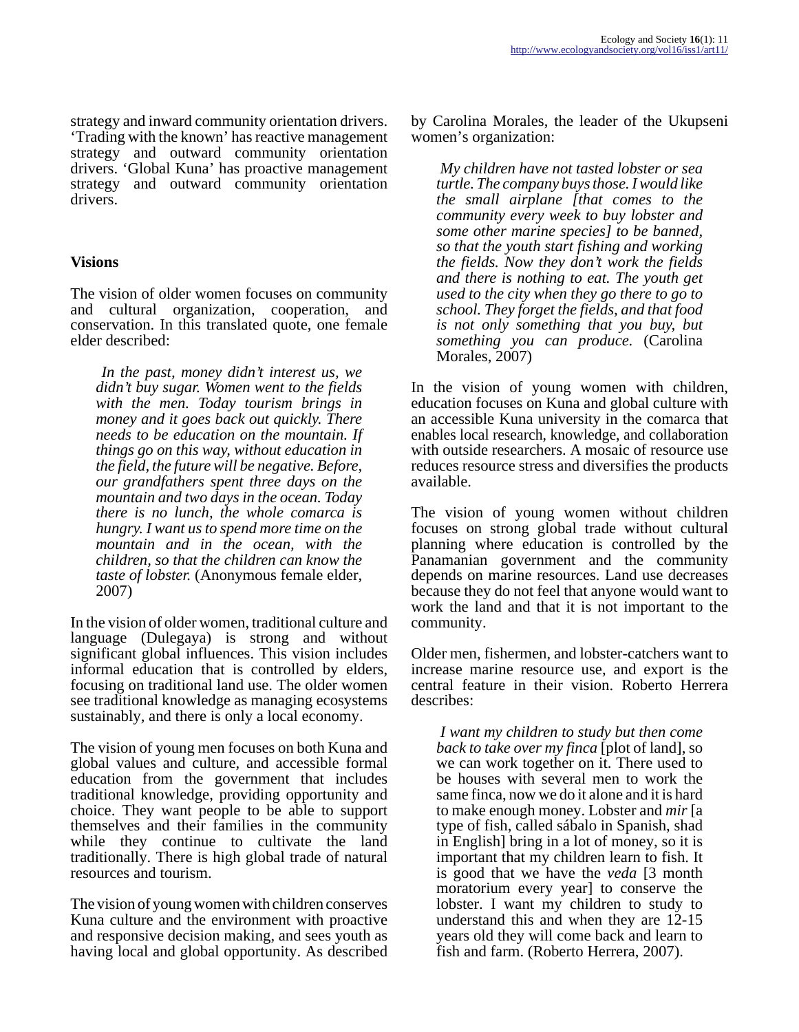strategy and inward community orientation drivers. 'Trading with the known' has reactive management strategy and outward community orientation drivers. 'Global Kuna' has proactive management strategy and outward community orientation drivers.

## Visions

The vision of older women focuses on community and cultural organization, cooperation, and conservation. In this translated quote, one female elder described:

> *In the past, money didn't interest us, we didn't buy sugar. Women went to the fields with the men. Today tourism brings in money and it goes back out quickly. There needs to be education on the mountain. If things go on this way, without education in the field, the future will be negative. Before, our grandfathers spent three days on the mountain and two days in the ocean. Today there is no lunch, the whole comarca is hungry. I want us to spend more time on the mountain and in the ocean, with the children, so that the children can know the taste of lobster.* (Anonymous female elder, 2007)

In the vision of older women, traditional culture and language (Dulegaya) is strong and without significant global influences. This vision includes informal education that is controlled by elders, focusing on traditional land use. The older women see traditional knowledge as managing ecosystems sustainably, and there is only a local economy.

The vision of young men focuses on both Kuna and global values and culture, and accessible formal education from the government that includes traditional knowledge, providing opportunity and choice. They want people to be able to support themselves and their families in the community while they continue to cultivate the land traditionally. There is high global trade of natural resources and tourism.

The vision of young women with children conserves Kuna culture and the environment with proactive and responsive decision making, and sees youth as having local and global opportunity. As described by Carolina Morales, the leader of the Ukupseni women's organization:

> *My children have not tasted lobster or sea turtle. The company buys those. I would like the small airplane [that comes to the community every week to buy lobster and some other marine species] to be banned, so that the youth start fishing and working the fields. Now they don't work the fields and there is nothing to eat. The youth get used to the city when they go there to go to school. They forget the fields, and that food is not only something that you buy, but something you can produce.* (Carolina Morales, 2007)

In the vision of young women with children, education focuses on Kuna and global culture with an accessible Kuna university in the comarca that enables local research, knowledge, and collaboration with outside researchers. A mosaic of resource use reduces resource stress and diversifies the products available.

The vision of young women without children focuses on strong global trade without cultural planning where education is controlled by the Panamanian government and the community depends on marine resources. Land use decreases because they do not feel that anyone would want to work the land and that it is not important to the community.

Older men, fishermen, and lobster-catchers want to increase marine resource use, and export is the central feature in their vision. Roberto Herrera describes:

> *I want my children to study but then come back to take over my finca* [plot of land], so we can work together on it. There used to be houses with several men to work the same finca, now we do it alone and it is hard to make enough money. Lobster and *mir* [a type of fish, called sábalo in Spanish, shad in English] bring in a lot of money, so it is important that my children learn to fish. It is good that we have the *veda* [3 month moratorium every year] to conserve the lobster. I want my children to study to understand this and when they are 12-15 years old they will come back and learn to fish and farm. (Roberto Herrera, 2007).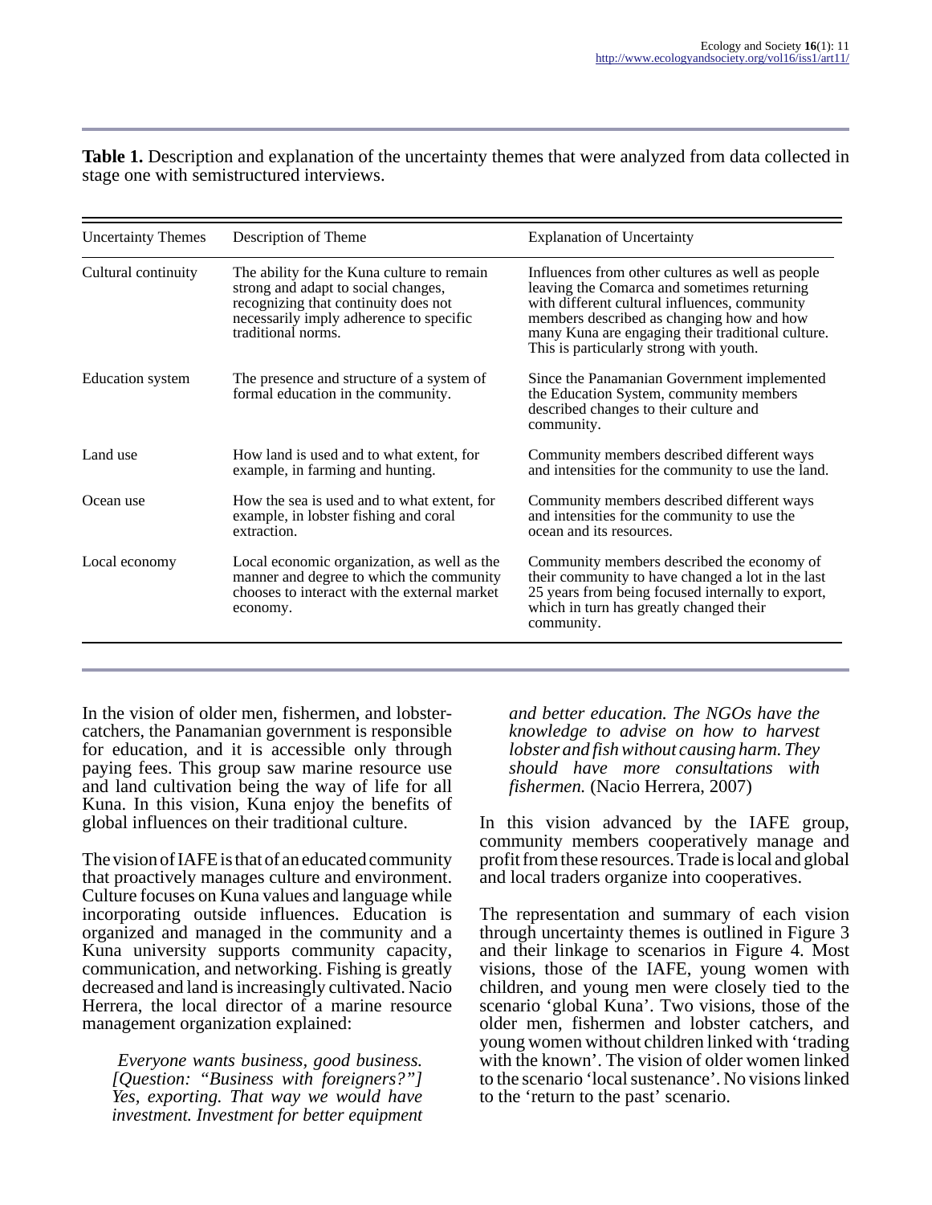**Table 1.** Description and explanation of the uncertainty themes that were analyzed from data collected in stage one with semistructured interviews.

| Uncertainty Themes | Description of Theme | Explanation of Uncertainty |
|---|---|---|
| Cultural continuity | The ability for the Kuna culture to remain strong and adapt to social changes, recognizing that continuity does not necessarily imply adherence to specific traditional norms. | Influences from other cultures as well as people leaving the Comarca and sometimes returning with different cultural influences, community members described as changing how and how many Kuna are engaging their traditional culture. This is particularly strong with youth. |
| Education system | The presence and structure of a system of formal education in the community. | Since the Panamanian Government implemented the Education System, community members described changes to their culture and community. |
| Land use | How land is used and to what extent, for example, in farming and hunting. | Community members described different ways and intensities for the community to use the land. |
| Ocean use | How the sea is used and to what extent, for example, in lobster fishing and coral extraction. | Community members described different ways and intensities for the community to use the ocean and its resources. |
| Local economy | Local economic organization, as well as the manner and degree to which the community chooses to interact with the external market economy. | Community members described the economy of their community to have changed a lot in the last 25 years from being focused internally to export, which in turn has greatly changed their community. |

In the vision of older men, fishermen, and lobster-catchers, the Panamanian government is responsible for education, and it is accessible only through paying fees. This group saw marine resource use and land cultivation being the way of life for all Kuna. In this vision, Kuna enjoy the benefits of global influences on their traditional culture.

The vision of IAFE is that of an educated community that proactively manages culture and environment. Culture focuses on Kuna values and language while incorporating outside influences. Education is organized and managed in the community and a Kuna university supports community capacity, communication, and networking. Fishing is greatly decreased and land is increasingly cultivated. Nacio Herrera, the local director of a marine resource management organization explained:

> *Everyone wants business, good business. [Question: "Business with foreigners?"] Yes, exporting. That way we would have investment. Investment for better equipment and better education. The NGOs have the knowledge to advise on how to harvest lobster and fish without causing harm. They should have more consultations with fishermen.* (Nacio Herrera, 2007)

In this vision advanced by the IAFE group, community members cooperatively manage and profit from these resources. Trade is local and global and local traders organize into cooperatives.

The representation and summary of each vision through uncertainty themes is outlined in Figure 3 and their linkage to scenarios in Figure 4. Most visions, those of the IAFE, young women with children, and young men were closely tied to the scenario 'global Kuna'. Two visions, those of the older men, fishermen and lobster catchers, and young women without children linked with 'trading with the known'. The vision of older women linked to the scenario 'local sustenance'. No visions linked to the 'return to the past' scenario.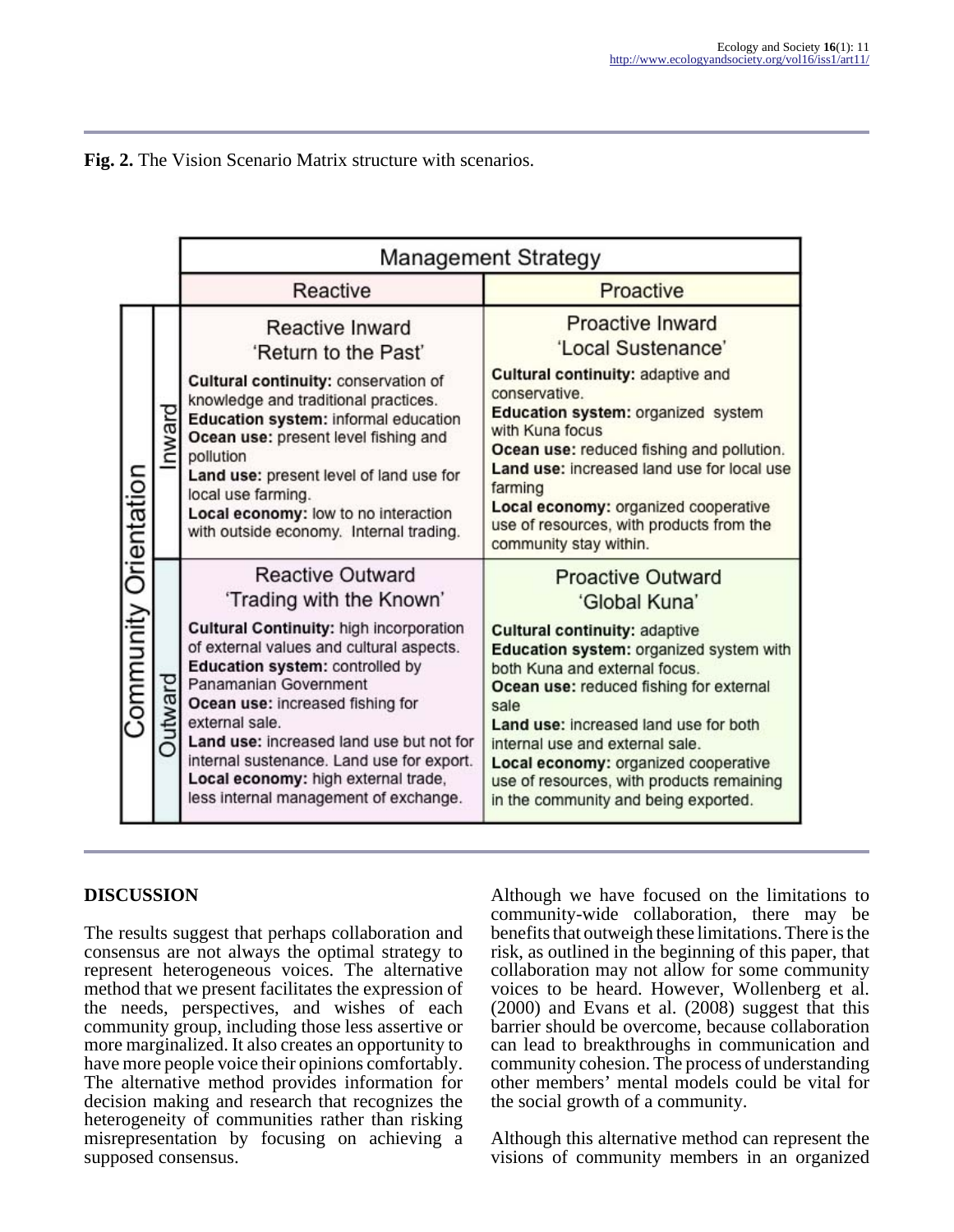**Fig. 2.** The Vision Scenario Matrix structure with scenarios.

| Community Orientation | Management Strategy: Reactive | Management Strategy: Proactive |
|---|---|---|
| Inward | **Reactive Inward 'Return to the Past'**<br>**Cultural continuity:** conservation of knowledge and traditional practices.<br>**Education system:** informal education<br>**Ocean use:** present level fishing and pollution<br>**Land use:** present level of land use for local use farming.<br>**Local economy:** low to no interaction with outside economy. Internal trading. | **Proactive Inward 'Local Sustenance'**<br>**Cultural continuity:** adaptive and conservative.<br>**Education system:** organized system with Kuna focus<br>**Ocean use:** reduced fishing and pollution.<br>**Land use:** increased land use for local use farming<br>**Local economy:** organized cooperative use of resources, with products from the community stay within. |
| Outward | **Reactive Outward 'Trading with the Known'**<br>**Cultural Continuity:** high incorporation of external values and cultural aspects.<br>**Education system:** controlled by Panamanian Government<br>**Ocean use:** increased fishing for external sale.<br>**Land use:** increased land use but not for internal sustenance. Land use for export.<br>**Local economy:** high external trade, less internal management of exchange. | **Proactive Outward 'Global Kuna'**<br>**Cultural continuity:** adaptive<br>**Education system:** organized system with both Kuna and external focus.<br>**Ocean use:** reduced fishing for external sale<br>**Land use:** increased land use for both internal use and external sale.<br>**Local economy:** organized cooperative use of resources, with products remaining in the community and being exported. |

## DISCUSSION

The results suggest that perhaps collaboration and consensus are not always the optimal strategy to represent heterogeneous voices. The alternative method that we present facilitates the expression of the needs, perspectives, and wishes of each community group, including those less assertive or more marginalized. It also creates an opportunity to have more people voice their opinions comfortably. The alternative method provides information for decision making and research that recognizes the heterogeneity of communities rather than risking misrepresentation by focusing on achieving a supposed consensus.

Although we have focused on the limitations to community-wide collaboration, there may be benefits that outweigh these limitations. There is the risk, as outlined in the beginning of this paper, that collaboration may not allow for some community voices to be heard. However, Wollenberg et al. (2000) and Evans et al. (2008) suggest that this barrier should be overcome, because collaboration can lead to breakthroughs in communication and community cohesion. The process of understanding other members' mental models could be vital for the social growth of a community.

Although this alternative method can represent the visions of community members in an organized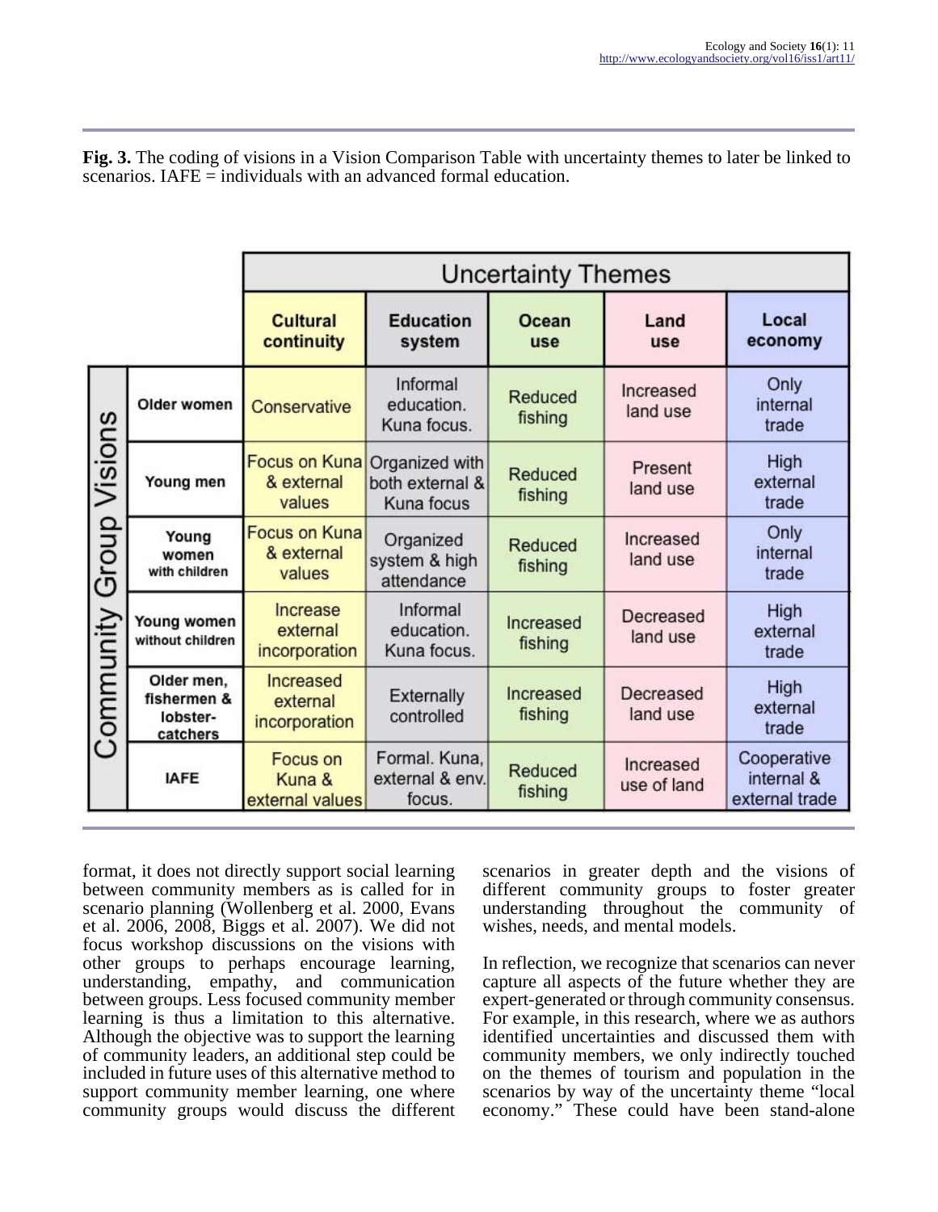**Fig. 3.** The coding of visions in a Vision Comparison Table with uncertainty themes to later be linked to scenarios. IAFE = individuals with an advanced formal education.

| Community Group Visions | Uncertainty Themes: Cultural continuity | Education system | Ocean use | Land use | Local economy |
|---|---|---|---|---|---|
| Older women | Conservative | Informal education. Kuna focus. | Reduced fishing | Increased land use | Only internal trade |
| Young men | Focus on Kuna & external values | Organized with both external & Kuna focus | Reduced fishing | Present land use | High external trade |
| Young women with children | Focus on Kuna & external values | Organized system & high attendance | Reduced fishing | Increased land use | Only internal trade |
| Young women without children | Increase external incorporation | Informal education. Kuna focus. | Increased fishing | Decreased land use | High external trade |
| Older men, fishermen & lobster-catchers | Increased external incorporation | Externally controlled | Increased fishing | Decreased land use | High external trade |
| IAFE | Focus on Kuna & external values | Formal. Kuna, external & env. focus. | Reduced fishing | Increased use of land | Cooperative internal & external trade |

format, it does not directly support social learning between community members as is called for in scenario planning (Wollenberg et al. 2000, Evans et al. 2006, 2008, Biggs et al. 2007). We did not focus workshop discussions on the visions with other groups to perhaps encourage learning, understanding, empathy, and communication between groups. Less focused community member learning is thus a limitation to this alternative. Although the objective was to support the learning of community leaders, an additional step could be included in future uses of this alternative method to support community member learning, one where community groups would discuss the different scenarios in greater depth and the visions of different community groups to foster greater understanding throughout the community of wishes, needs, and mental models.

In reflection, we recognize that scenarios can never capture all aspects of the future whether they are expert-generated or through community consensus. For example, in this research, where we as authors identified uncertainties and discussed them with community members, we only indirectly touched on the themes of tourism and population in the scenarios by way of the uncertainty theme "local economy." These could have been stand-alone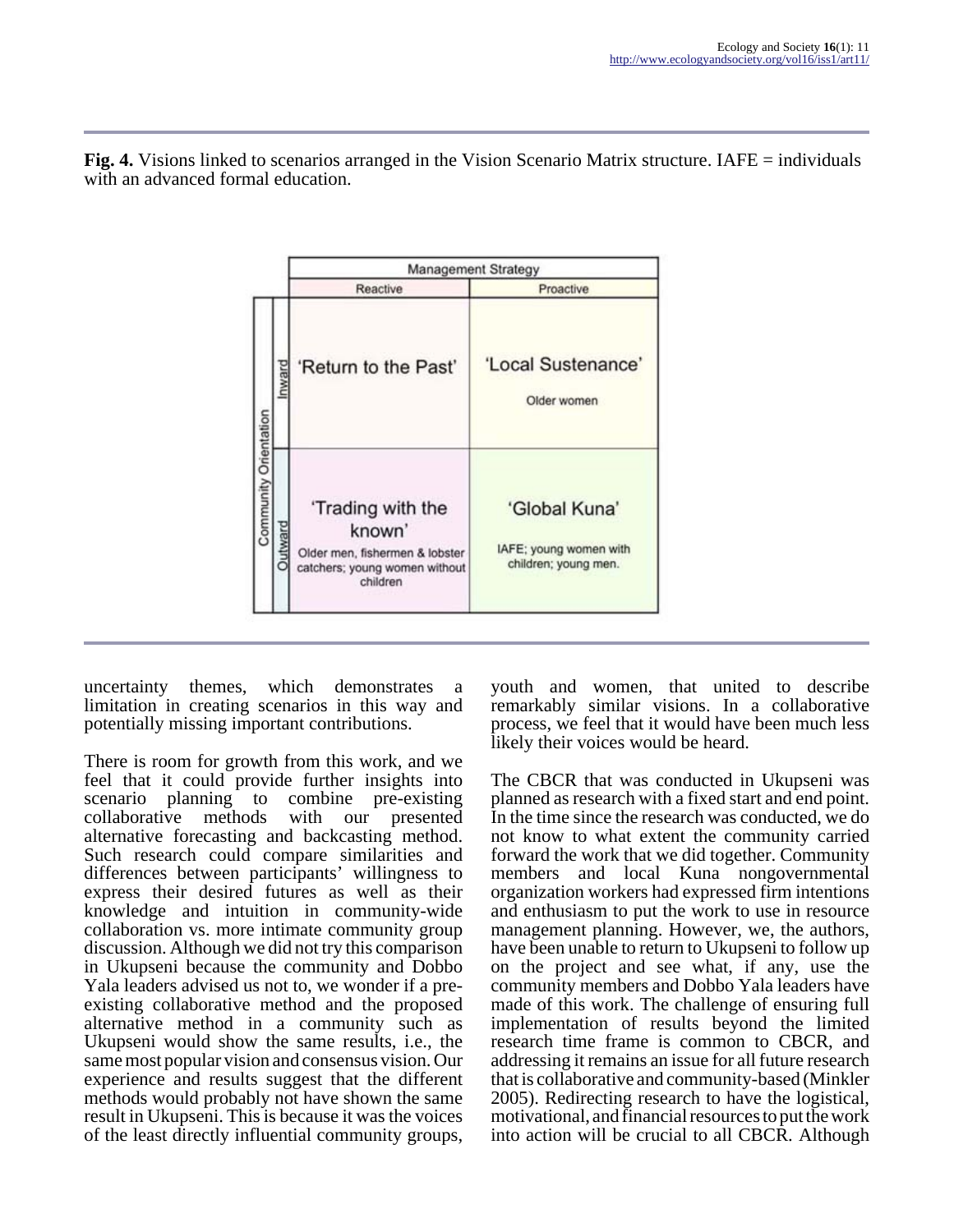**Fig. 4.** Visions linked to scenarios arranged in the Vision Scenario Matrix structure. IAFE = individuals with an advanced formal education.

| Community Orientation | Management Strategy: Reactive | Management Strategy: Proactive |
|---|---|---|
| Inward | 'Return to the Past' | 'Local Sustenance' Older women |
| Outward | 'Trading with the known' Older men, fishermen & lobster catchers; young women without children | 'Global Kuna' IAFE; young women with children; young men. |

uncertainty themes, which demonstrates a limitation in creating scenarios in this way and potentially missing important contributions.

There is room for growth from this work, and we feel that it could provide further insights into scenario planning to combine pre-existing collaborative methods with our presented alternative forecasting and backcasting method. Such research could compare similarities and differences between participants' willingness to express their desired futures as well as their knowledge and intuition in community-wide collaboration vs. more intimate community group discussion. Although we did not try this comparison in Ukupseni because the community and Dobbo Yala leaders advised us not to, we wonder if a pre-existing collaborative method and the proposed alternative method in a community such as Ukupseni would show the same results, i.e., the same most popular vision and consensus vision. Our experience and results suggest that the different methods would probably not have shown the same result in Ukupseni. This is because it was the voices of the least directly influential community groups, youth and women, that united to describe remarkably similar visions. In a collaborative process, we feel that it would have been much less likely their voices would be heard.

The CBCR that was conducted in Ukupseni was planned as research with a fixed start and end point. In the time since the research was conducted, we do not know to what extent the community carried forward the work that we did together. Community members and local Kuna nongovernmental organization workers had expressed firm intentions and enthusiasm to put the work to use in resource management planning. However, we, the authors, have been unable to return to Ukupseni to follow up on the project and see what, if any, use the community members and Dobbo Yala leaders have made of this work. The challenge of ensuring full implementation of results beyond the limited research time frame is common to CBCR, and addressing it remains an issue for all future research that is collaborative and community-based (Minkler 2005). Redirecting research to have the logistical, motivational, and financial resources to put the work into action will be crucial to all CBCR. Although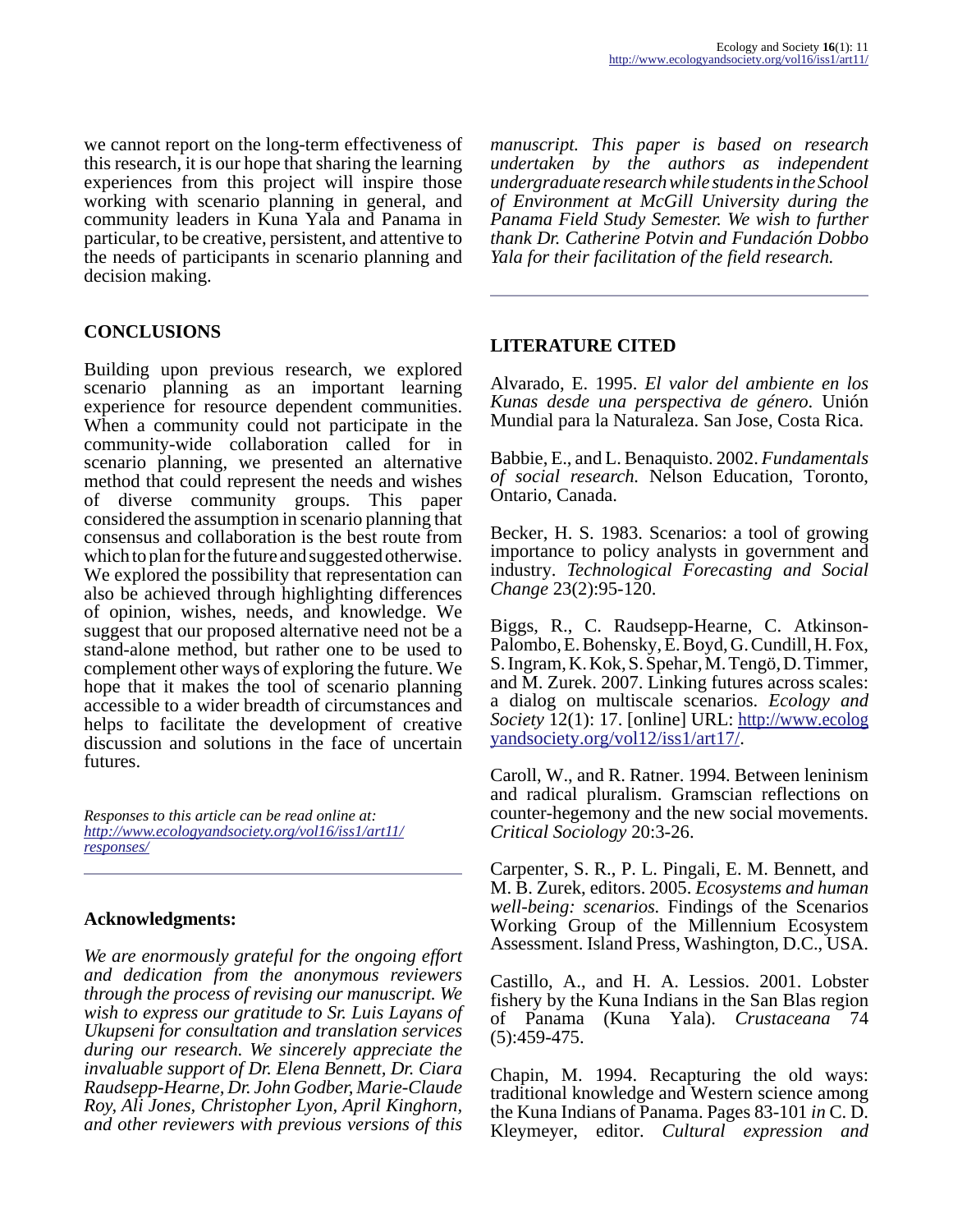we cannot report on the long-term effectiveness of this research, it is our hope that sharing the learning experiences from this project will inspire those working with scenario planning in general, and community leaders in Kuna Yala and Panama in particular, to be creative, persistent, and attentive to the needs of participants in scenario planning and decision making.

## CONCLUSIONS

Building upon previous research, we explored scenario planning as an important learning experience for resource dependent communities. When a community could not participate in the community-wide collaboration called for in scenario planning, we presented an alternative method that could represent the needs and wishes of diverse community groups. This paper considered the assumption in scenario planning that consensus and collaboration is the best route from which to plan for the future and suggested otherwise. We explored the possibility that representation can also be achieved through highlighting differences of opinion, wishes, needs, and knowledge. We suggest that our proposed alternative need not be a stand-alone method, but rather one to be used to complement other ways of exploring the future. We hope that it makes the tool of scenario planning accessible to a wider breadth of circumstances and helps to facilitate the development of creative discussion and solutions in the face of uncertain futures.

*Responses to this article can be read online at:* *http://www.ecologyandsociety.org/vol16/iss1/art11/responses/*

## Acknowledgments:

*We are enormously grateful for the ongoing effort and dedication from the anonymous reviewers through the process of revising our manuscript. We wish to express our gratitude to Sr. Luis Layans of Ukupseni for consultation and translation services during our research. We sincerely appreciate the invaluable support of Dr. Elena Bennett, Dr. Ciara Raudsepp-Hearne, Dr. John Godber, Marie-Claude Roy, Ali Jones, Christopher Lyon, April Kinghorn, and other reviewers with previous versions of this manuscript. This paper is based on research undertaken by the authors as independent undergraduate research while students in the School of Environment at McGill University during the Panama Field Study Semester. We wish to further thank Dr. Catherine Potvin and Fundación Dobbo Yala for their facilitation of the field research.*

## LITERATURE CITED

Alvarado, E. 1995. *El valor del ambiente en los Kunas desde una perspectiva de género*. Unión Mundial para la Naturaleza. San Jose, Costa Rica.

Babbie, E., and L. Benaquisto. 2002. *Fundamentals of social research.* Nelson Education, Toronto, Ontario, Canada.

Becker, H. S. 1983. Scenarios: a tool of growing importance to policy analysts in government and industry. *Technological Forecasting and Social Change* 23(2):95-120.

Biggs, R., C. Raudsepp-Hearne, C. Atkinson-Palombo, E. Bohensky, E. Boyd, G. Cundill, H. Fox, S. Ingram, K. Kok, S. Spehar, M. Tengö, D. Timmer, and M. Zurek. 2007. Linking futures across scales: a dialog on multiscale scenarios. *Ecology and Society* 12(1): 17. [online] URL: http://www.ecologyandsociety.org/vol12/iss1/art17/.

Caroll, W., and R. Ratner. 1994. Between leninism and radical pluralism. Gramscian reflections on counter-hegemony and the new social movements. *Critical Sociology* 20:3-26.

Carpenter, S. R., P. L. Pingali, E. M. Bennett, and M. B. Zurek, editors. 2005. *Ecosystems and human well-being: scenarios.* Findings of the Scenarios Working Group of the Millennium Ecosystem Assessment. Island Press, Washington, D.C., USA.

Castillo, A., and H. A. Lessios. 2001. Lobster fishery by the Kuna Indians in the San Blas region of Panama (Kuna Yala). *Crustaceana* 74 (5):459-475.

Chapin, M. 1994. Recapturing the old ways: traditional knowledge and Western science among the Kuna Indians of Panama. Pages 83-101 *in* C. D. Kleymeyer, editor. *Cultural expression and*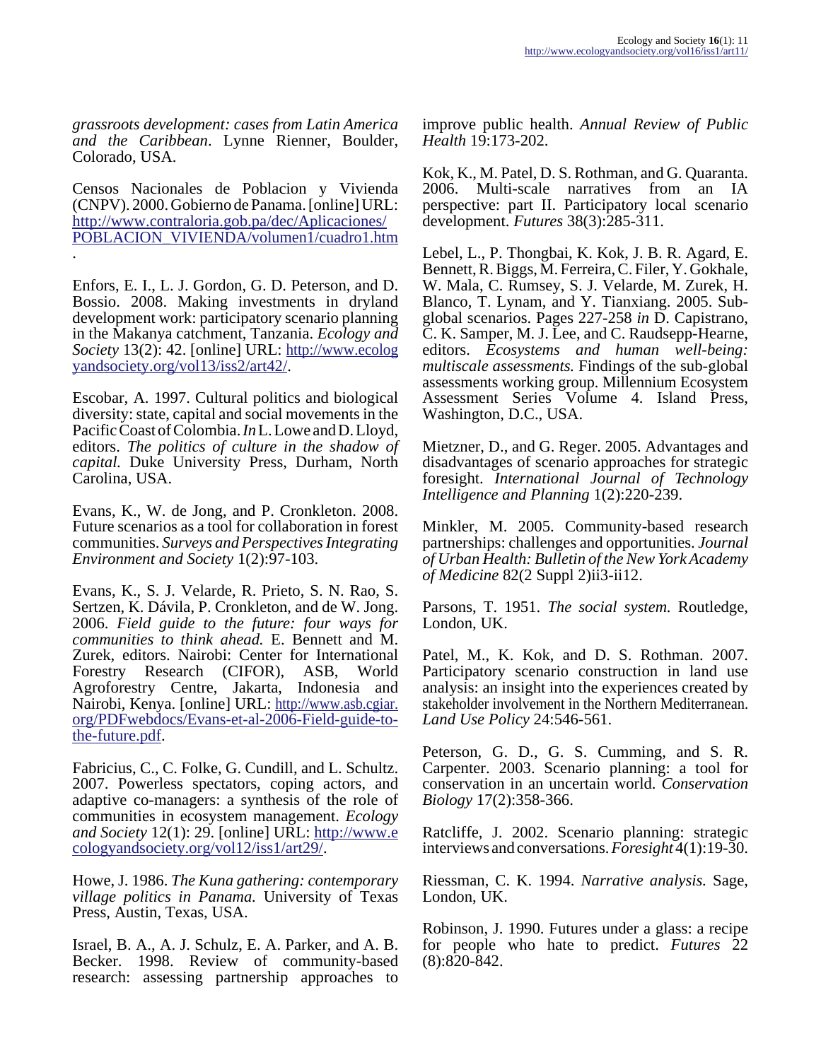*grassroots development: cases from Latin America and the Caribbean*. Lynne Rienner, Boulder, Colorado, USA.

Censos Nacionales de Poblacion y Vivienda (CNPV). 2000. Gobierno de Panama. [online] URL: http://www.contraloria.gob.pa/dec/Aplicaciones/POBLACION_VIVIENDA/volumen1/cuadro1.htm.

Enfors, E. I., L. J. Gordon, G. D. Peterson, and D. Bossio. 2008. Making investments in dryland development work: participatory scenario planning in the Makanya catchment, Tanzania. *Ecology and Society* 13(2): 42. [online] URL: http://www.ecologyandsociety.org/vol13/iss2/art42/.

Escobar, A. 1997. Cultural politics and biological diversity: state, capital and social movements in the Pacific Coast of Colombia. *In* L. Lowe and D. Lloyd, editors. *The politics of culture in the shadow of capital.* Duke University Press, Durham, North Carolina, USA.

Evans, K., W. de Jong, and P. Cronkleton. 2008. Future scenarios as a tool for collaboration in forest communities. *Surveys and Perspectives Integrating Environment and Society* 1(2):97-103.

Evans, K., S. J. Velarde, R. Prieto, S. N. Rao, S. Sertzen, K. Dávila, P. Cronkleton, and de W. Jong. 2006. *Field guide to the future: four ways for communities to think ahead.* E. Bennett and M. Zurek, editors. Nairobi: Center for International Forestry Research (CIFOR), ASB, World Agroforestry Centre, Jakarta, Indonesia and Nairobi, Kenya. [online] URL: http://www.asb.cgiar.org/PDFwebdocs/Evans-et-al-2006-Field-guide-to-the-future.pdf.

Fabricius, C., C. Folke, G. Cundill, and L. Schultz. 2007. Powerless spectators, coping actors, and adaptive co-managers: a synthesis of the role of communities in ecosystem management. *Ecology and Society* 12(1): 29. [online] URL: http://www.ecologyandsociety.org/vol12/iss1/art29/.

Howe, J. 1986. *The Kuna gathering: contemporary village politics in Panama.* University of Texas Press, Austin, Texas, USA.

Israel, B. A., A. J. Schulz, E. A. Parker, and A. B. Becker. 1998. Review of community-based research: assessing partnership approaches to improve public health. *Annual Review of Public Health* 19:173-202.

Kok, K., M. Patel, D. S. Rothman, and G. Quaranta. 2006. Multi-scale narratives from an IA perspective: part II. Participatory local scenario development. *Futures* 38(3):285-311.

Lebel, L., P. Thongbai, K. Kok, J. B. R. Agard, E. Bennett, R. Biggs, M. Ferreira, C. Filer, Y. Gokhale, W. Mala, C. Rumsey, S. J. Velarde, M. Zurek, H. Blanco, T. Lynam, and Y. Tianxiang. 2005. Sub-global scenarios. Pages 227-258 *in* D. Capistrano, C. K. Samper, M. J. Lee, and C. Raudsepp-Hearne, editors. *Ecosystems and human well-being: multiscale assessments.* Findings of the sub-global assessments working group. Millennium Ecosystem Assessment Series Volume 4. Island Press, Washington, D.C., USA.

Mietzner, D., and G. Reger. 2005. Advantages and disadvantages of scenario approaches for strategic foresight. *International Journal of Technology Intelligence and Planning* 1(2):220-239.

Minkler, M. 2005. Community-based research partnerships: challenges and opportunities. *Journal of Urban Health: Bulletin of the New York Academy of Medicine* 82(2 Suppl 2)ii3-ii12.

Parsons, T. 1951. *The social system.* Routledge, London, UK.

Patel, M., K. Kok, and D. S. Rothman. 2007. Participatory scenario construction in land use analysis: an insight into the experiences created by stakeholder involvement in the Northern Mediterranean. *Land Use Policy* 24:546-561.

Peterson, G. D., G. S. Cumming, and S. R. Carpenter. 2003. Scenario planning: a tool for conservation in an uncertain world. *Conservation Biology* 17(2):358-366.

Ratcliffe, J. 2002. Scenario planning: strategic interviews and conversations. *Foresight* 4(1):19-30.

Riessman, C. K. 1994. *Narrative analysis.* Sage, London, UK.

Robinson, J. 1990. Futures under a glass: a recipe for people who hate to predict. *Futures* 22 (8):820-842.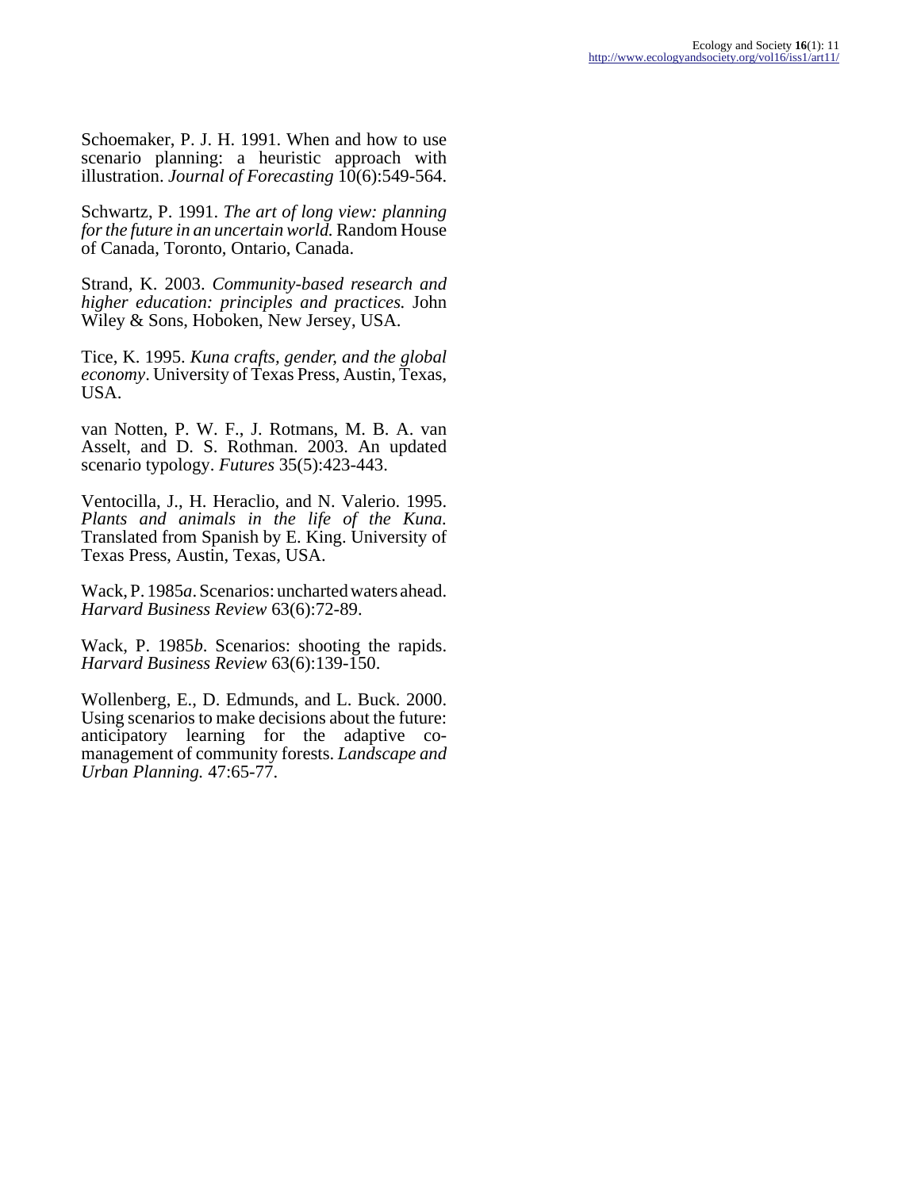Schoemaker, P. J. H. 1991. When and how to use scenario planning: a heuristic approach with illustration. *Journal of Forecasting* 10(6):549-564.

Schwartz, P. 1991. *The art of long view: planning for the future in an uncertain world.* Random House of Canada, Toronto, Ontario, Canada.

Strand, K. 2003. *Community-based research and higher education: principles and practices.* John Wiley & Sons, Hoboken, New Jersey, USA.

Tice, K. 1995. *Kuna crafts, gender, and the global economy*. University of Texas Press, Austin, Texas, USA.

van Notten, P. W. F., J. Rotmans, M. B. A. van Asselt, and D. S. Rothman. 2003. An updated scenario typology. *Futures* 35(5):423-443.

Ventocilla, J., H. Heraclio, and N. Valerio. 1995. *Plants and animals in the life of the Kuna.* Translated from Spanish by E. King. University of Texas Press, Austin, Texas, USA.

Wack, P. 1985*a*. Scenarios: uncharted waters ahead. *Harvard Business Review* 63(6):72-89.

Wack, P. 1985*b*. Scenarios: shooting the rapids. *Harvard Business Review* 63(6):139-150.

Wollenberg, E., D. Edmunds, and L. Buck. 2000. Using scenarios to make decisions about the future: anticipatory learning for the adaptive co-management of community forests. *Landscape and Urban Planning.* 47:65-77.